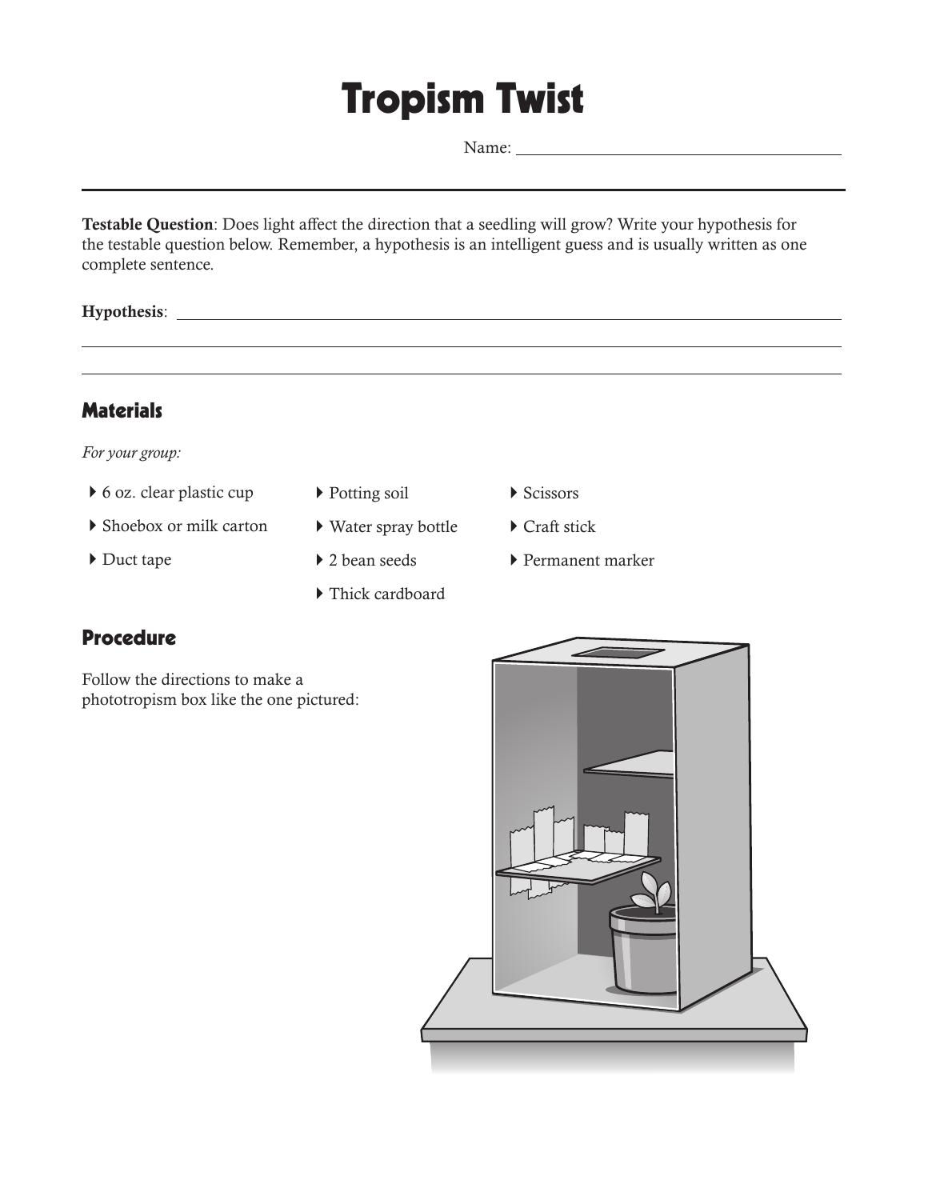# Tropism Twist

Name: ______________________________

**Testable Question**: Does light affect the direction that a seedling will grow? Write your hypothesis for the testable question below. Remember, a hypothesis is an intelligent guess and is usually written as one complete sentence.

**Hypothesis**: ______________________________

______________________________

______________________________

## Materials

*For your group:*

- 6 oz. clear plastic cup
- Shoebox or milk carton
- Duct tape
- Potting soil
- Water spray bottle
- 2 bean seeds
- Thick cardboard
- Scissors
- Craft stick
- Permanent marker

## Procedure

Follow the directions to make a phototropism box like the one pictured: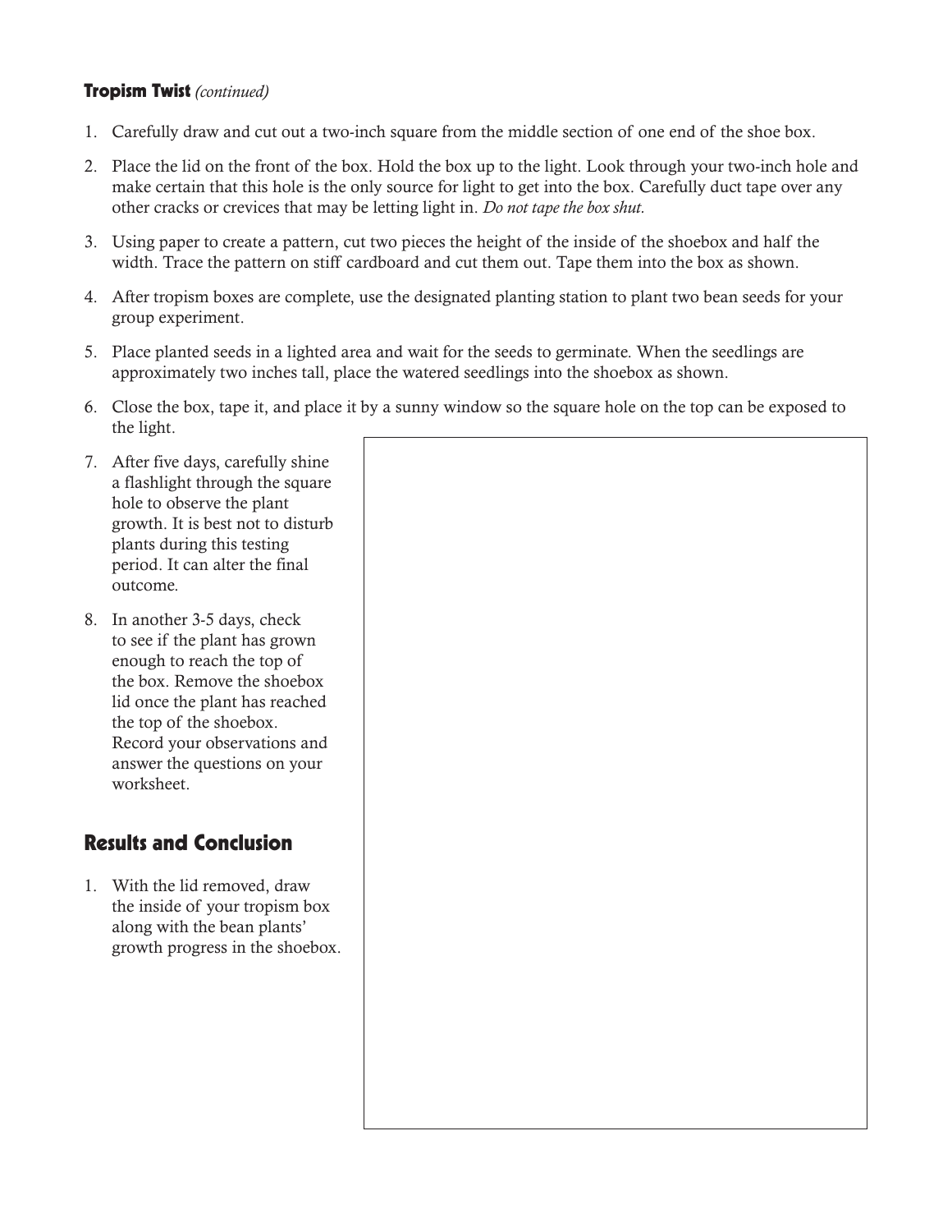**Tropism Twist** *(continued)*

1. Carefully draw and cut out a two-inch square from the middle section of one end of the shoe box.
2. Place the lid on the front of the box. Hold the box up to the light. Look through your two-inch hole and make certain that this hole is the only source for light to get into the box. Carefully duct tape over any other cracks or crevices that may be letting light in. *Do not tape the box shut.*
3. Using paper to create a pattern, cut two pieces the height of the inside of the shoebox and half the width. Trace the pattern on stiff cardboard and cut them out. Tape them into the box as shown.
4. After tropism boxes are complete, use the designated planting station to plant two bean seeds for your group experiment.
5. Place planted seeds in a lighted area and wait for the seeds to germinate. When the seedlings are approximately two inches tall, place the watered seedlings into the shoebox as shown.
6. Close the box, tape it, and place it by a sunny window so the square hole on the top can be exposed to the light.
7. After five days, carefully shine a flashlight through the square hole to observe the plant growth. It is best not to disturb plants during this testing period. It can alter the final outcome.
8. In another 3-5 days, check to see if the plant has grown enough to reach the top of the box. Remove the shoebox lid once the plant has reached the top of the shoebox. Record your observations and answer the questions on your worksheet.

## Results and Conclusion

1. With the lid removed, draw the inside of your tropism box along with the bean plants' growth progress in the shoebox.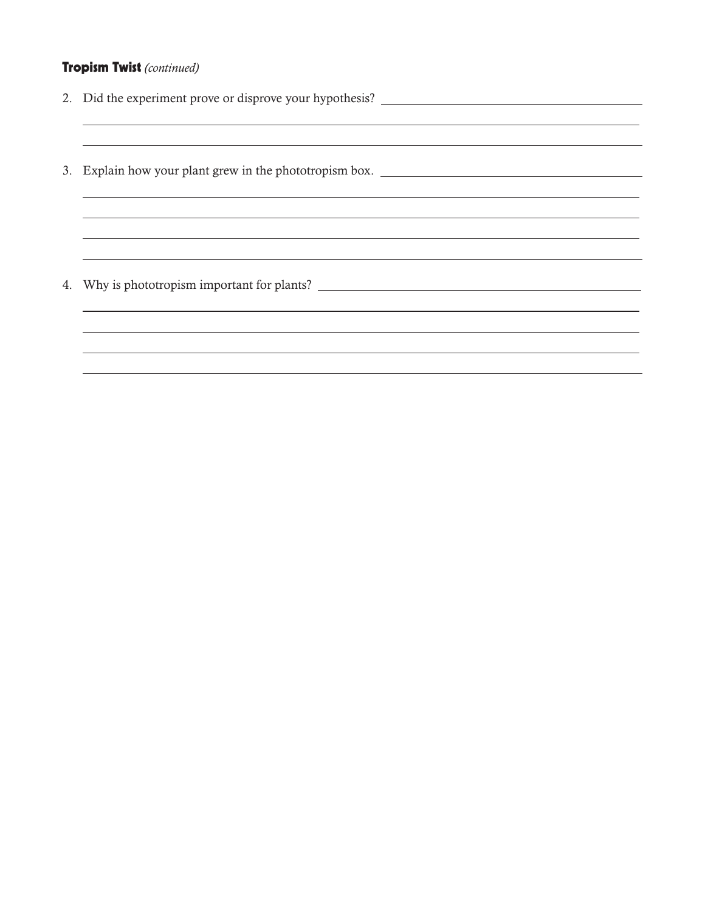**Tropism Twist** *(continued)*

2. Did the experiment prove or disprove your hypothesis?

3. Explain how your plant grew in the phototropism box.

4. Why is phototropism important for plants?